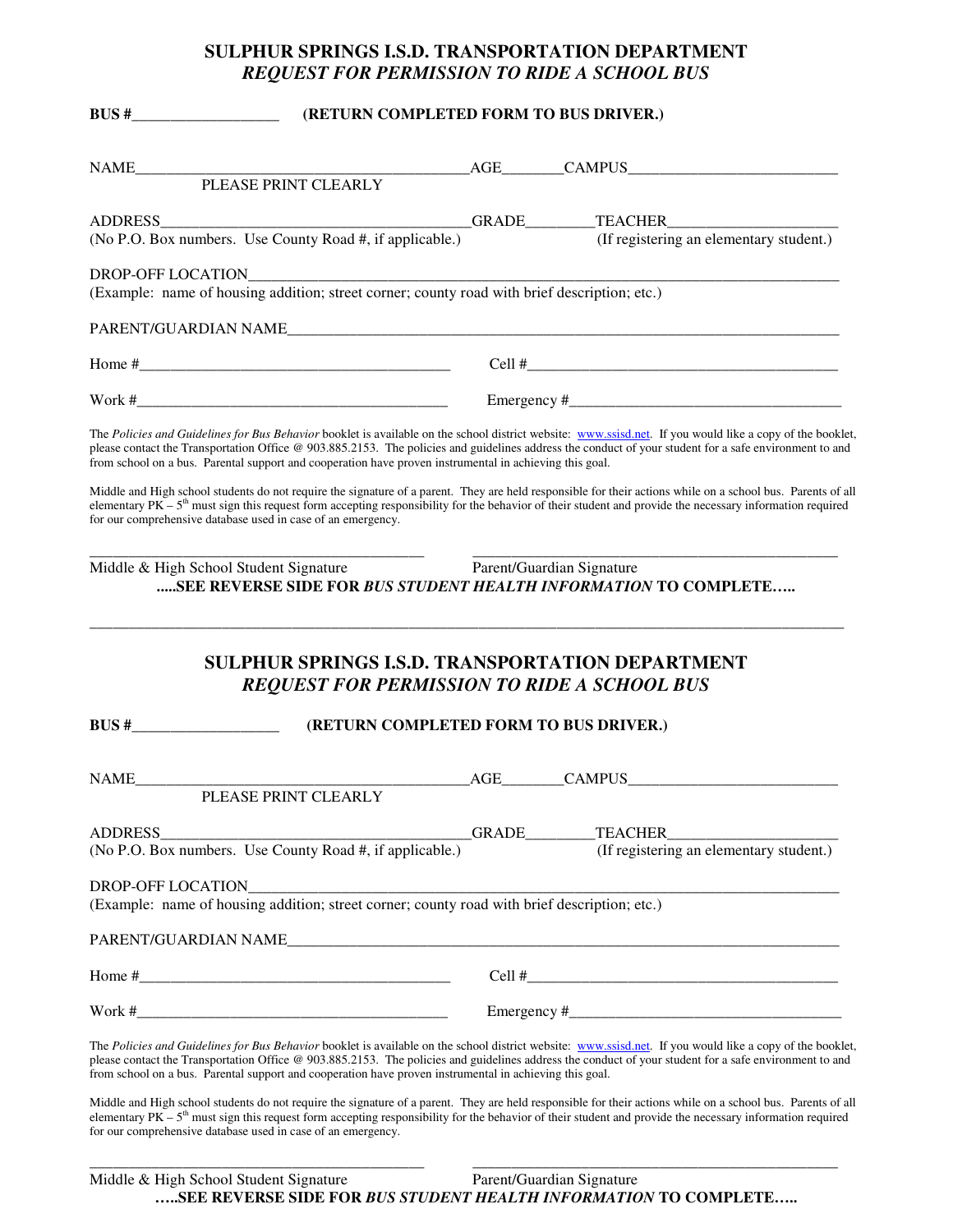## SULPHUR SPRINGS I.S.D. TRANSPORTATION DEPARTMENT
### *REQUEST FOR PERMISSION TO RIDE A SCHOOL BUS*

**BUS #___________________ (RETURN COMPLETED FORM TO BUS DRIVER.)**

NAME__________________________________________AGE________CAMPUS___________________________
PLEASE PRINT CLEARLY

ADDRESS_______________________________________GRADE_________TEACHER______________________
(No P.O. Box numbers. Use County Road #, if applicable.) (If registering an elementary student.)

DROP-OFF LOCATION____________________________________________________________________________
(Example: name of housing addition; street corner; county road with brief description; etc.)

PARENT/GUARDIAN NAME_________________________________________________________________________

Home #________________________________________ Cell #________________________________________

Work #________________________________________ Emergency #___________________________________

The *Policies and Guidelines for Bus Behavior* booklet is available on the school district website: www.ssisd.net. If you would like a copy of the booklet, please contact the Transportation Office @ 903.885.2153. The policies and guidelines address the conduct of your student for a safe environment to and from school on a bus. Parental support and cooperation have proven instrumental in achieving this goal.

Middle and High school students do not require the signature of a parent. They are held responsible for their actions while on a school bus. Parents of all elementary PK – 5th must sign this request form accepting responsibility for the behavior of their student and provide the necessary information required for our comprehensive database used in case of an emergency.

_________________________________________ _________________________________________
Middle & High School Student Signature Parent/Guardian Signature

**.....SEE REVERSE SIDE FOR *BUS STUDENT HEALTH INFORMATION* TO COMPLETE…..**

---

## SULPHUR SPRINGS I.S.D. TRANSPORTATION DEPARTMENT
### *REQUEST FOR PERMISSION TO RIDE A SCHOOL BUS*

**BUS #___________________ (RETURN COMPLETED FORM TO BUS DRIVER.)**

NAME__________________________________________AGE________CAMPUS___________________________
PLEASE PRINT CLEARLY

ADDRESS_______________________________________GRADE_________TEACHER______________________
(No P.O. Box numbers. Use County Road #, if applicable.) (If registering an elementary student.)

DROP-OFF LOCATION____________________________________________________________________________
(Example: name of housing addition; street corner; county road with brief description; etc.)

PARENT/GUARDIAN NAME_________________________________________________________________________

Home #________________________________________ Cell #________________________________________

Work #________________________________________ Emergency #___________________________________

The *Policies and Guidelines for Bus Behavior* booklet is available on the school district website: www.ssisd.net. If you would like a copy of the booklet, please contact the Transportation Office @ 903.885.2153. The policies and guidelines address the conduct of your student for a safe environment to and from school on a bus. Parental support and cooperation have proven instrumental in achieving this goal.

Middle and High school students do not require the signature of a parent. They are held responsible for their actions while on a school bus. Parents of all elementary PK – 5th must sign this request form accepting responsibility for the behavior of their student and provide the necessary information required for our comprehensive database used in case of an emergency.

_________________________________________ _________________________________________
Middle & High School Student Signature Parent/Guardian Signature

**…..SEE REVERSE SIDE FOR *BUS STUDENT HEALTH INFORMATION* TO COMPLETE…..**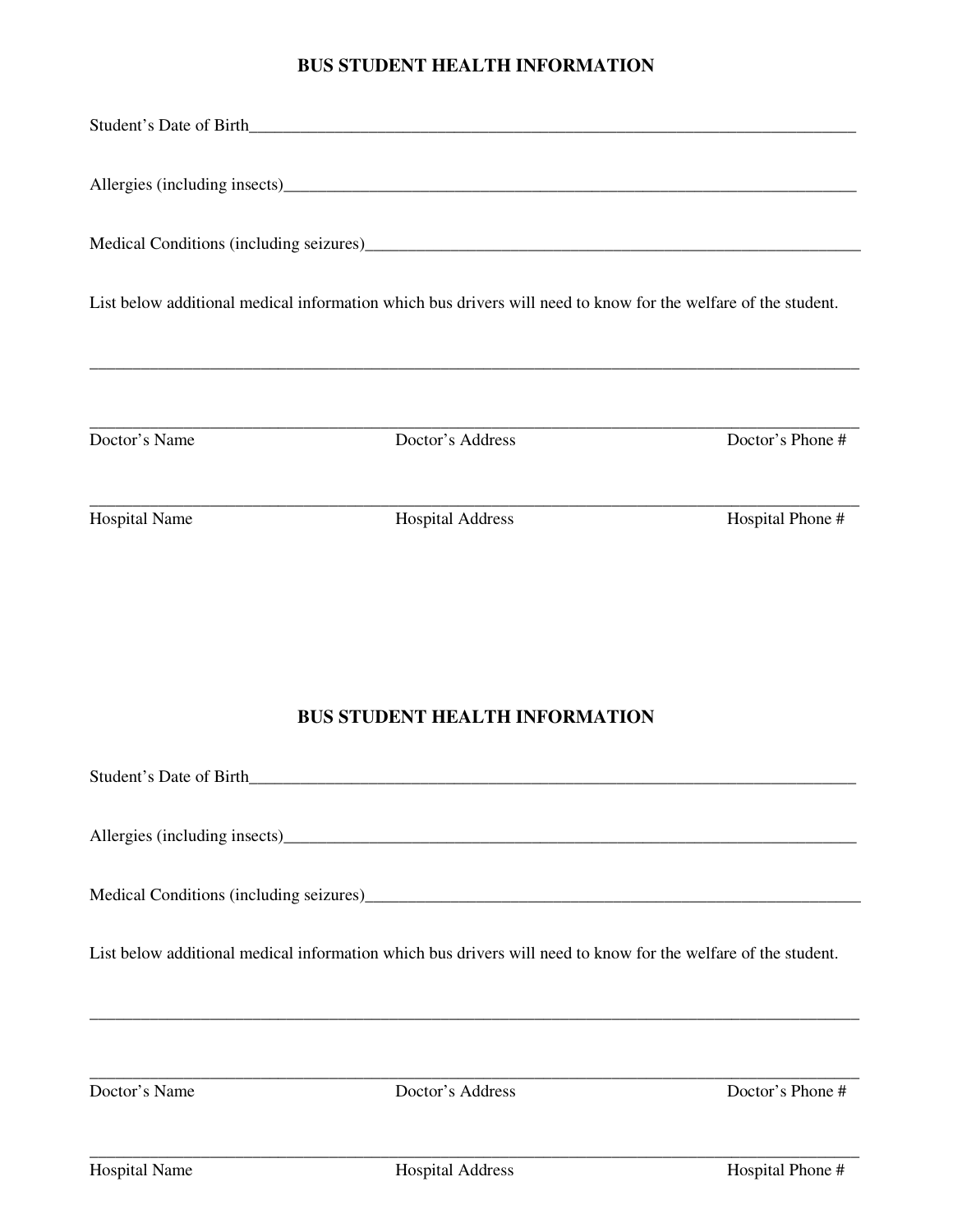## BUS STUDENT HEALTH INFORMATION

Student's Date of Birth____________________________________________________________________________

Allergies (including insects)________________________________________________________________________

Medical Conditions (including seizures)______________________________________________________________

List below additional medical information which bus drivers will need to know for the welfare of the student.

_____________________________________________________________________________________________

_____________________________________________________________________________________________

Doctor's Name Doctor's Address Doctor's Phone #

_____________________________________________________________________________________________

Hospital Name Hospital Address Hospital Phone #

## BUS STUDENT HEALTH INFORMATION

Student's Date of Birth____________________________________________________________________________

Allergies (including insects)________________________________________________________________________

Medical Conditions (including seizures)______________________________________________________________

List below additional medical information which bus drivers will need to know for the welfare of the student.

_____________________________________________________________________________________________

_____________________________________________________________________________________________

Doctor's Name Doctor's Address Doctor's Phone #

_____________________________________________________________________________________________

Hospital Name Hospital Address Hospital Phone #